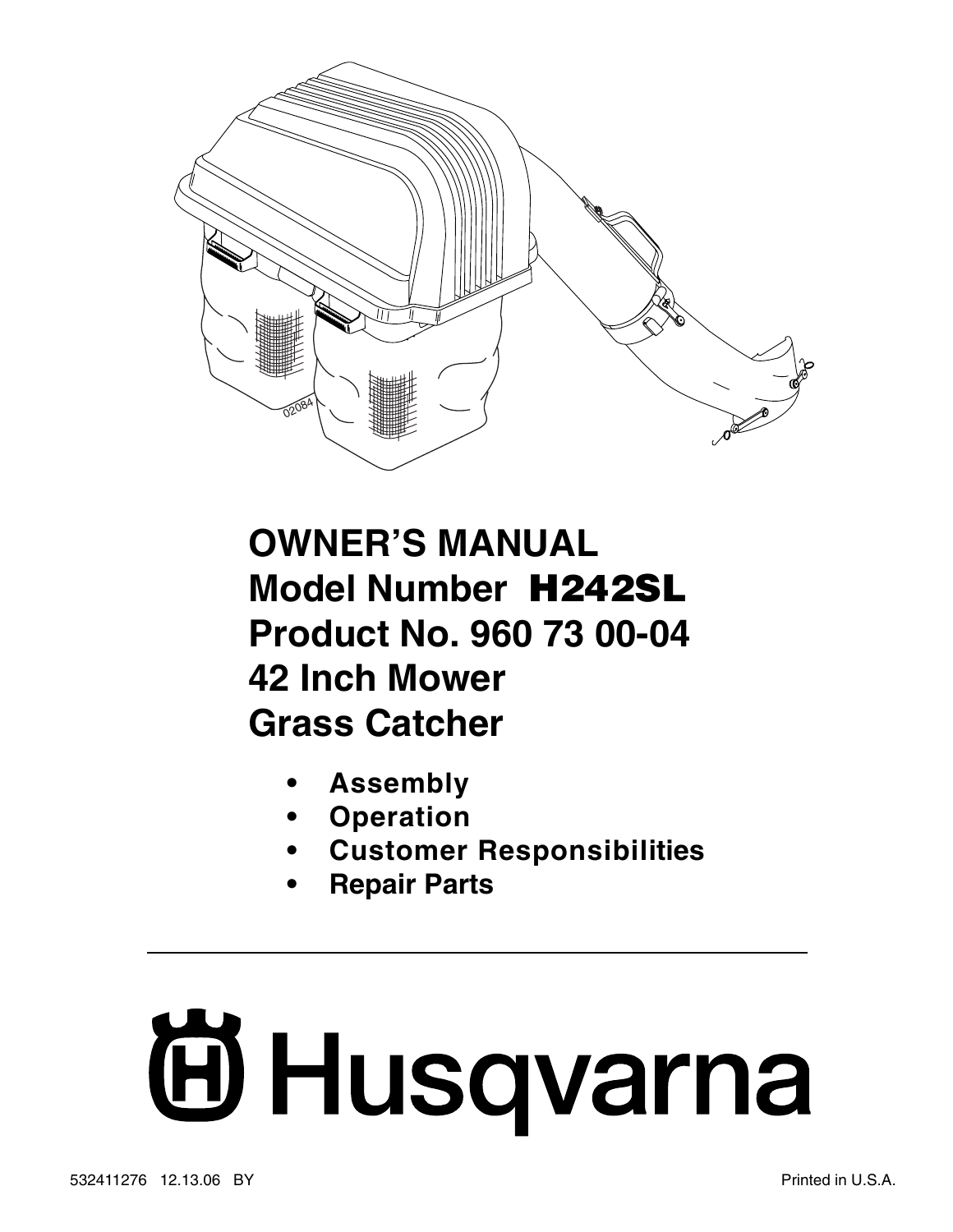# OWNER'S MANUAL
# Model Number H242SL
# Product No. 960 73 00-04
# 42 Inch Mower
# Grass Catcher

- **Assembly**
- **Operation**
- **Customer Responsibilities**
- **Repair Parts**

---

Husqvarna

532411276 12.13.06 BY

Printed in U.S.A.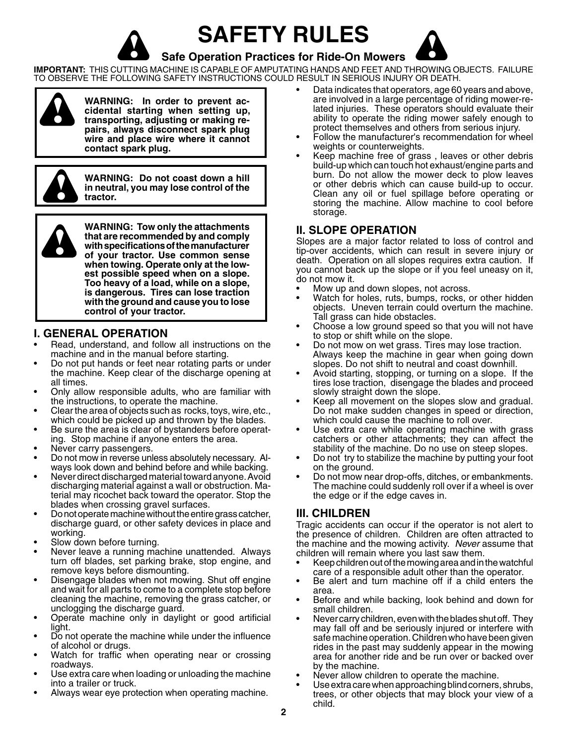# SAFETY RULES

## Safe Operation Practices for Ride-On Mowers

**IMPORTANT:** THIS CUTTING MACHINE IS CAPABLE OF AMPUTATING HANDS AND FEET AND THROWING OBJECTS. FAILURE TO OBSERVE THE FOLLOWING SAFETY INSTRUCTIONS COULD RESULT IN SERIOUS INJURY OR DEATH.

**WARNING: In order to prevent accidental starting when setting up, transporting, adjusting or making repairs, always disconnect spark plug wire and place wire where it cannot contact spark plug.**

**WARNING: Do not coast down a hill in neutral, you may lose control of the tractor.**

**WARNING: Tow only the attachments that are recommended by and comply with specifications of the manufacturer of your tractor. Use common sense when towing. Operate only at the lowest possible speed when on a slope. Too heavy of a load, while on a slope, is dangerous. Tires can lose traction with the ground and cause you to lose control of your tractor.**

### I. GENERAL OPERATION

- Read, understand, and follow all instructions on the machine and in the manual before starting.
- Do not put hands or feet near rotating parts or under the machine. Keep clear of the discharge opening at all times.
- Only allow responsible adults, who are familiar with the instructions, to operate the machine.
- Clear the area of objects such as rocks, toys, wire, etc., which could be picked up and thrown by the blades.
- Be sure the area is clear of bystanders before operating. Stop machine if anyone enters the area.
- Never carry passengers.
- Do not mow in reverse unless absolutely necessary. Always look down and behind before and while backing.
- Never direct discharged material toward anyone. Avoid discharging material against a wall or obstruction. Material may ricochet back toward the operator. Stop the blades when crossing gravel surfaces.
- Do not operate machine without the entire grass catcher, discharge guard, or other safety devices in place and working.
- Slow down before turning.
- Never leave a running machine unattended. Always turn off blades, set parking brake, stop engine, and remove keys before dismounting.
- Disengage blades when not mowing. Shut off engine and wait for all parts to come to a complete stop before cleaning the machine, removing the grass catcher, or unclogging the discharge guard.
- Operate machine only in daylight or good artificial light.
- Do not operate the machine while under the influence of alcohol or drugs.
- Watch for traffic when operating near or crossing roadways.
- Use extra care when loading or unloading the machine into a trailer or truck.
- Always wear eye protection when operating machine.
- Data indicates that operators, age 60 years and above, are involved in a large percentage of riding mower-related injuries. These operators should evaluate their ability to operate the riding mower safely enough to protect themselves and others from serious injury.
- Follow the manufacturer's recommendation for wheel weights or counterweights.
- Keep machine free of grass , leaves or other debris build-up which can touch hot exhaust/engine parts and burn. Do not allow the mower deck to plow leaves or other debris which can cause build-up to occur. Clean any oil or fuel spillage before operating or storing the machine. Allow machine to cool before storage.

### II. SLOPE OPERATION

Slopes are a major factor related to loss of control and tip-over accidents, which can result in severe injury or death. Operation on all slopes requires extra caution. If you cannot back up the slope or if you feel uneasy on it, do not mow it.

- Mow up and down slopes, not across.
- Watch for holes, ruts, bumps, rocks, or other hidden objects. Uneven terrain could overturn the machine. Tall grass can hide obstacles.
- Choose a low ground speed so that you will not have to stop or shift while on the slope.
- Do not mow on wet grass. Tires may lose traction. Always keep the machine in gear when going down slopes. Do not shift to neutral and coast downhill.
- Avoid starting, stopping, or turning on a slope. If the tires lose traction, disengage the blades and proceed slowly straight down the slope.
- Keep all movement on the slopes slow and gradual. Do not make sudden changes in speed or direction, which could cause the machine to roll over.
- Use extra care while operating machine with grass catchers or other attachments; they can affect the stability of the machine. Do no use on steep slopes.
- Do not try to stabilize the machine by putting your foot on the ground.
- Do not mow near drop-offs, ditches, or embankments. The machine could suddenly roll over if a wheel is over the edge or if the edge caves in.

### III. CHILDREN

Tragic accidents can occur if the operator is not alert to the presence of children. Children are often attracted to the machine and the mowing activity. *Never* assume that children will remain where you last saw them.

- Keep children out of the mowing area and in the watchful care of a responsible adult other than the operator.
- Be alert and turn machine off if a child enters the area.
- Before and while backing, look behind and down for small children.
- Never carry children, even with the blades shut off. They may fall off and be seriously injured or interfere with safe machine operation. Children who have been given rides in the past may suddenly appear in the mowing area for another ride and be run over or backed over by the machine.
- Never allow children to operate the machine.
- Use extra care when approaching blind corners, shrubs, trees, or other objects that may block your view of a child.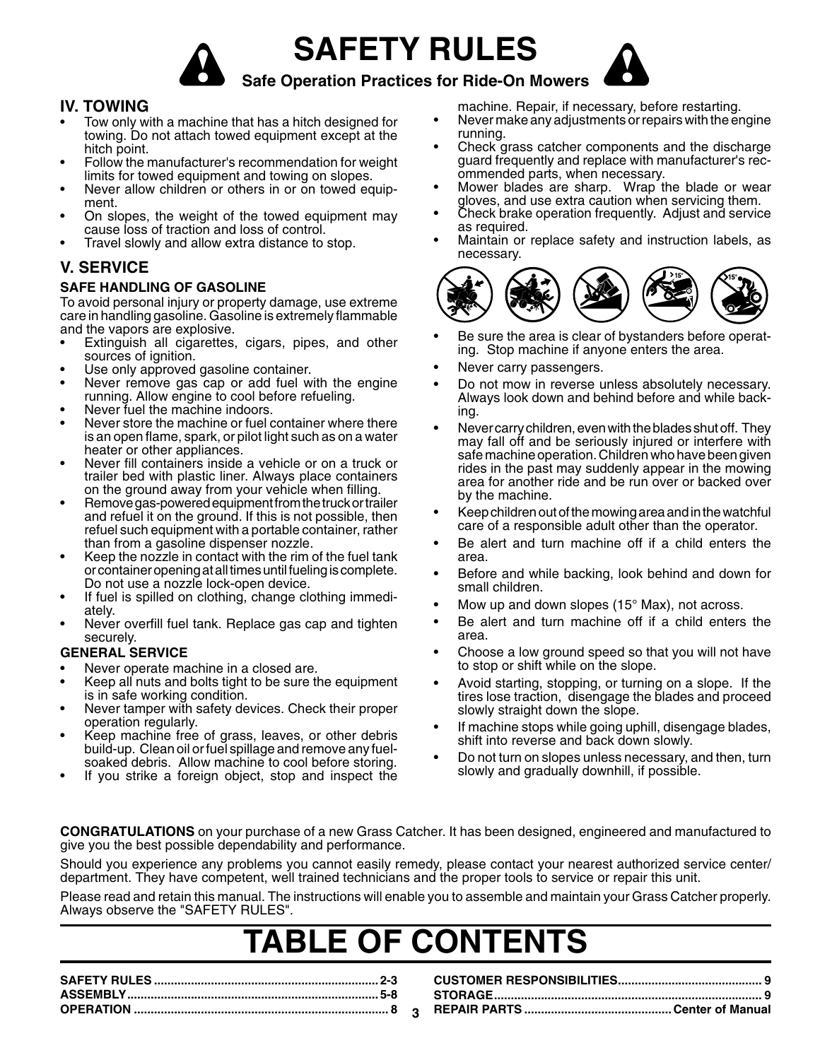# SAFETY RULES

## Safe Operation Practices for Ride-On Mowers

### IV. TOWING

- Tow only with a machine that has a hitch designed for towing. Do not attach towed equipment except at the hitch point.
- Follow the manufacturer's recommendation for weight limits for towed equipment and towing on slopes.
- Never allow children or others in or on towed equipment.
- On slopes, the weight of the towed equipment may cause loss of traction and loss of control.
- Travel slowly and allow extra distance to stop.

### V. SERVICE

**SAFE HANDLING OF GASOLINE**

To avoid personal injury or property damage, use extreme care in handling gasoline. Gasoline is extremely flammable and the vapors are explosive.

- Extinguish all cigarettes, cigars, pipes, and other sources of ignition.
- Use only approved gasoline container.
- Never remove gas cap or add fuel with the engine running. Allow engine to cool before refueling.
- Never fuel the machine indoors.
- Never store the machine or fuel container where there is an open flame, spark, or pilot light such as on a water heater or other appliances.
- Never fill containers inside a vehicle or on a truck or trailer bed with plastic liner. Always place containers on the ground away from your vehicle when filling.
- Remove gas-powered equipment from the truck or trailer and refuel it on the ground. If this is not possible, then refuel such equipment with a portable container, rather than from a gasoline dispenser nozzle.
- Keep the nozzle in contact with the rim of the fuel tank or container opening at all times until fueling is complete. Do not use a nozzle lock-open device.
- If fuel is spilled on clothing, change clothing immediately.
- Never overfill fuel tank. Replace gas cap and tighten securely.

**GENERAL SERVICE**

- Never operate machine in a closed are.
- Keep all nuts and bolts tight to be sure the equipment is in safe working condition.
- Never tamper with safety devices. Check their proper operation regularly.
- Keep machine free of grass, leaves, or other debris build-up. Clean oil or fuel spillage and remove any fuel-soaked debris. Allow machine to cool before storing.
- If you strike a foreign object, stop and inspect the machine. Repair, if necessary, before restarting.
- Never make any adjustments or repairs with the engine running.
- Check grass catcher components and the discharge guard frequently and replace with manufacturer's recommended parts, when necessary.
- Mower blades are sharp. Wrap the blade or wear gloves, and use extra caution when servicing them.
- Check brake operation frequently. Adjust and service as required.
- Maintain or replace safety and instruction labels, as necessary.

- Be sure the area is clear of bystanders before operating. Stop machine if anyone enters the area.
- Never carry passengers.
- Do not mow in reverse unless absolutely necessary. Always look down and behind before and while backing.
- Never carry children, even with the blades shut off. They may fall off and be seriously injured or interfere with safe machine operation. Children who have been given rides in the past may suddenly appear in the mowing area for another ride and be run over or backed over by the machine.
- Keep children out of the mowing area and in the watchful care of a responsible adult other than the operator.
- Be alert and turn machine off if a child enters the area.
- Before and while backing, look behind and down for small children.
- Mow up and down slopes (15° Max), not across.
- Be alert and turn machine off if a child enters the area.
- Choose a low ground speed so that you will not have to stop or shift while on the slope.
- Avoid starting, stopping, or turning on a slope. If the tires lose traction, disengage the blades and proceed slowly straight down the slope.
- If machine stops while going uphill, disengage blades, shift into reverse and back down slowly.
- Do not turn on slopes unless necessary, and then, turn slowly and gradually downhill, if possible.

**CONGRATULATIONS** on your purchase of a new Grass Catcher. It has been designed, engineered and manufactured to give you the best possible dependability and performance.

Should you experience any problems you cannot easily remedy, please contact your nearest authorized service center/department. They have competent, well trained technicians and the proper tools to service or repair this unit.

Please read and retain this manual. The instructions will enable you to assemble and maintain your Grass Catcher properly. Always observe the "SAFETY RULES".

# TABLE OF CONTENTS

| | |
|---|---|
| **SAFETY RULES** | **2-3** |
| **ASSEMBLY** | **5-8** |
| **OPERATION** | **8** |
| **CUSTOMER RESPONSIBILITIES** | **9** |
| **STORAGE** | **9** |
| **REPAIR PARTS** | **Center of Manual** |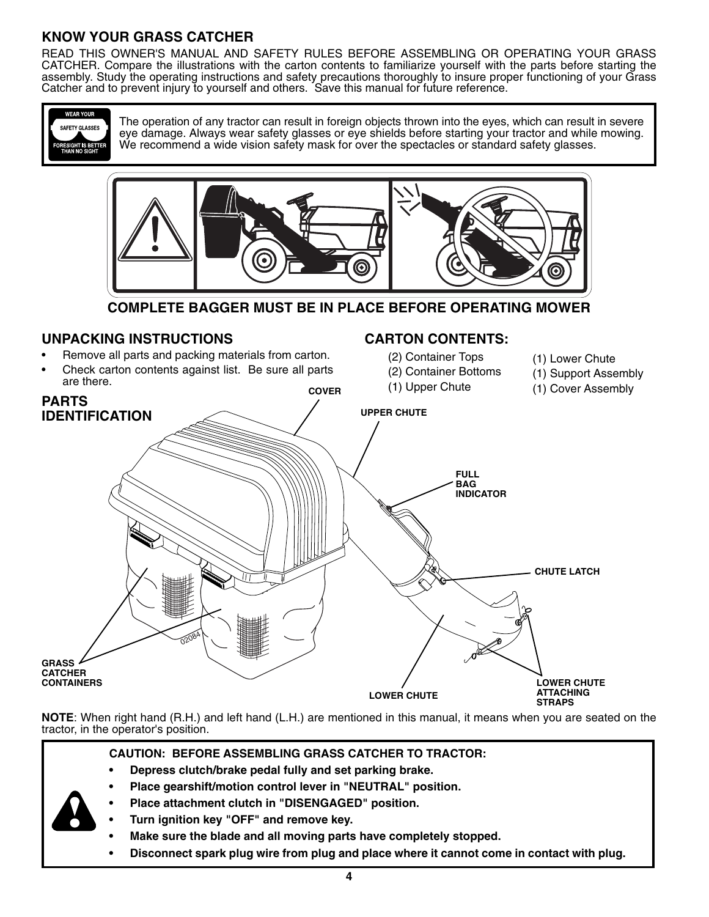## KNOW YOUR GRASS CATCHER

READ THIS OWNER'S MANUAL AND SAFETY RULES BEFORE ASSEMBLING OR OPERATING YOUR GRASS CATCHER. Compare the illustrations with the carton contents to familiarize yourself with the parts before starting the assembly. Study the operating instructions and safety precautions thoroughly to insure proper functioning of your Grass Catcher and to prevent injury to yourself and others. Save this manual for future reference.

WEAR YOUR SAFETY GLASSES — FORESIGHT IS BETTER THAN NO SIGHT

The operation of any tractor can result in foreign objects thrown into the eyes, which can result in severe eye damage. Always wear safety glasses or eye shields before starting your tractor and while mowing. We recommend a wide vision safety mask for over the spectacles or standard safety glasses.

**COMPLETE BAGGER MUST BE IN PLACE BEFORE OPERATING MOWER**

## UNPACKING INSTRUCTIONS

- Remove all parts and packing materials from carton.
- Check carton contents against list. Be sure all parts are there.

## CARTON CONTENTS:

- (2) Container Tops
- (2) Container Bottoms
- (1) Upper Chute
- (1) Lower Chute
- (1) Support Assembly
- (1) Cover Assembly

## PARTS IDENTIFICATION

COVER, UPPER CHUTE, FULL BAG INDICATOR, CHUTE LATCH, GRASS CATCHER CONTAINERS, LOWER CHUTE, LOWER CHUTE ATTACHING STRAPS

02084

**NOTE**: When right hand (R.H.) and left hand (L.H.) are mentioned in this manual, it means when you are seated on the tractor, in the operator's position.

**CAUTION: BEFORE ASSEMBLING GRASS CATCHER TO TRACTOR:**

- **Depress clutch/brake pedal fully and set parking brake.**
- **Place gearshift/motion control lever in "NEUTRAL" position.**
- **Place attachment clutch in "DISENGAGED" position.**
- **Turn ignition key "OFF" and remove key.**
- **Make sure the blade and all moving parts have completely stopped.**
- **Disconnect spark plug wire from plug and place where it cannot come in contact with plug.**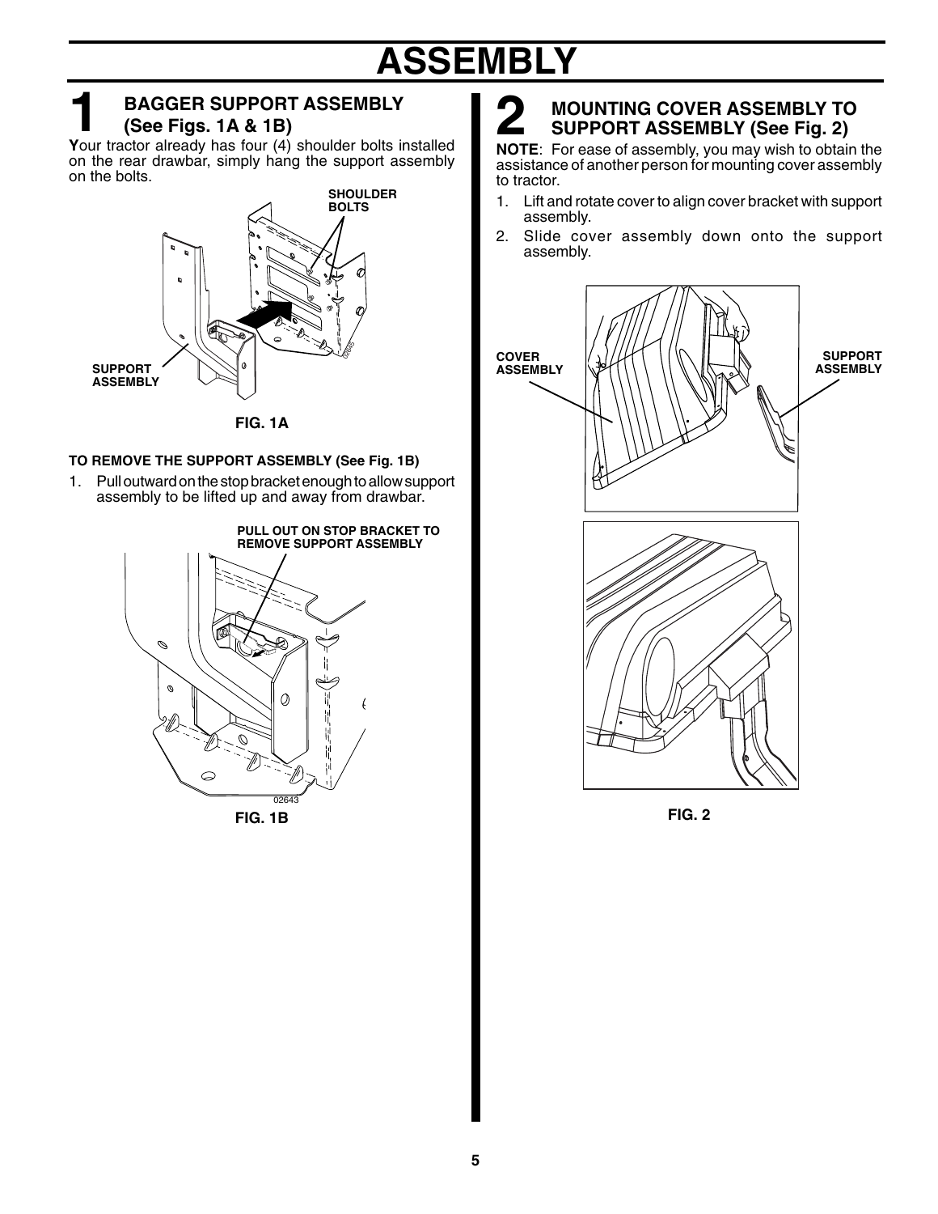# ASSEMBLY

## 1 BAGGER SUPPORT ASSEMBLY (See Figs. 1A & 1B)

**Y**our tractor already has four (4) shoulder bolts installed on the rear drawbar, simply hang the support assembly on the bolts.

SHOULDER BOLTS

SUPPORT ASSEMBLY

FIG. 1A

**TO REMOVE THE SUPPORT ASSEMBLY (See Fig. 1B)**

1. Pull outward on the stop bracket enough to allow support assembly to be lifted up and away from drawbar.

PULL OUT ON STOP BRACKET TO REMOVE SUPPORT ASSEMBLY

02643

FIG. 1B

## 2 MOUNTING COVER ASSEMBLY TO SUPPORT ASSEMBLY (See Fig. 2)

**NOTE**: For ease of assembly, you may wish to obtain the assistance of another person for mounting cover assembly to tractor.

1. Lift and rotate cover to align cover bracket with support assembly.
2. Slide cover assembly down onto the support assembly.

COVER ASSEMBLY

SUPPORT ASSEMBLY

FIG. 2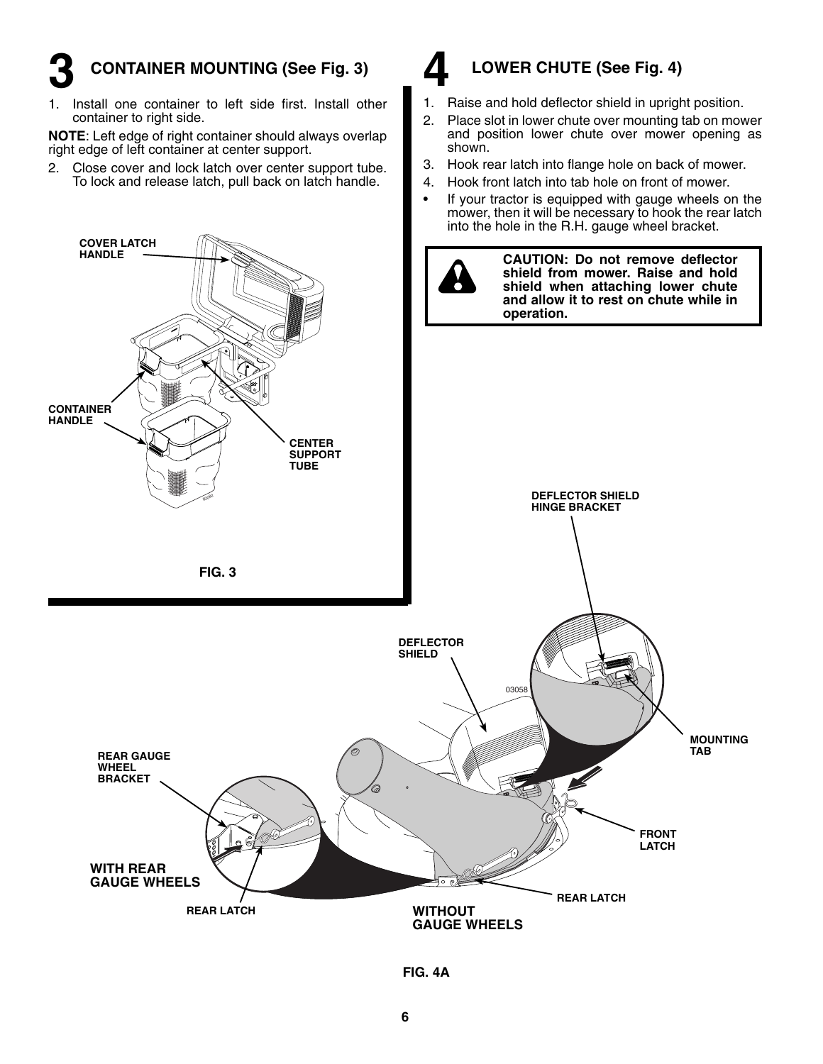## 3 CONTAINER MOUNTING (See Fig. 3)

1. Install one container to left side first. Install other container to right side.

**NOTE**: Left edge of right container should always overlap right edge of left container at center support.

2. Close cover and lock latch over center support tube. To lock and release latch, pull back on latch handle.

COVER LATCH HANDLE

CONTAINER HANDLE

CENTER SUPPORT TUBE

FIG. 3

## 4 LOWER CHUTE (See Fig. 4)

1. Raise and hold deflector shield in upright position.
2. Place slot in lower chute over mounting tab on mower and position lower chute over mower opening as shown.
3. Hook rear latch into flange hole on back of mower.
4. Hook front latch into tab hole on front of mower.

- If your tractor is equipped with gauge wheels on the mower, then it will be necessary to hook the rear latch into the hole in the R.H. gauge wheel bracket.

**CAUTION: Do not remove deflector shield from mower. Raise and hold shield when attaching lower chute and allow it to rest on chute while in operation.**

DEFLECTOR SHIELD HINGE BRACKET

DEFLECTOR SHIELD

03058

MOUNTING TAB

REAR GAUGE WHEEL BRACKET

FRONT LATCH

WITH REAR GAUGE WHEELS

REAR LATCH

REAR LATCH

WITHOUT GAUGE WHEELS

FIG. 4A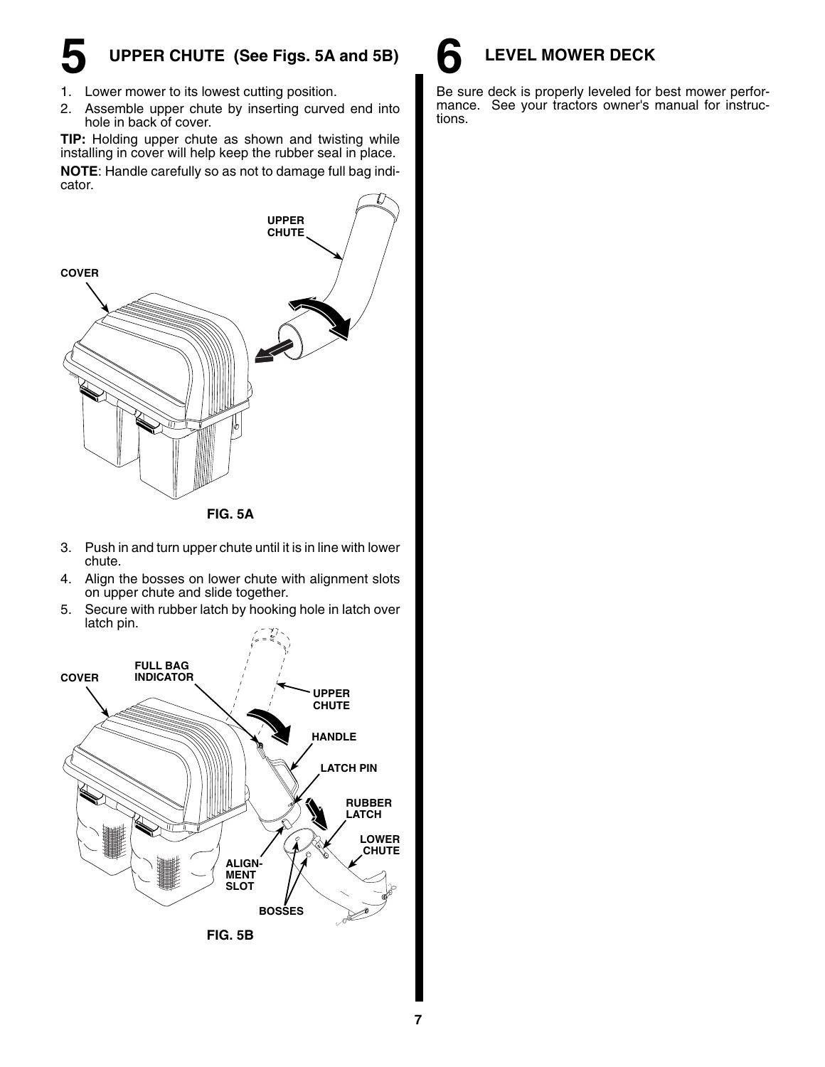## 5 UPPER CHUTE (See Figs. 5A and 5B)

1. Lower mower to its lowest cutting position.
2. Assemble upper chute by inserting curved end into hole in back of cover.

**TIP:** Holding upper chute as shown and twisting while installing in cover will help keep the rubber seal in place.

**NOTE**: Handle carefully so as not to damage full bag indicator.

UPPER CHUTE

COVER

**FIG. 5A**

3. Push in and turn upper chute until it is in line with lower chute.
4. Align the bosses on lower chute with alignment slots on upper chute and slide together.
5. Secure with rubber latch by hooking hole in latch over latch pin.

COVER

FULL BAG INDICATOR

UPPER CHUTE

HANDLE

LATCH PIN

RUBBER LATCH

LOWER CHUTE

ALIGNMENT SLOT

BOSSES

**FIG. 5B**

## 6 LEVEL MOWER DECK

Be sure deck is properly leveled for best mower performance. See your tractors owner's manual for instructions.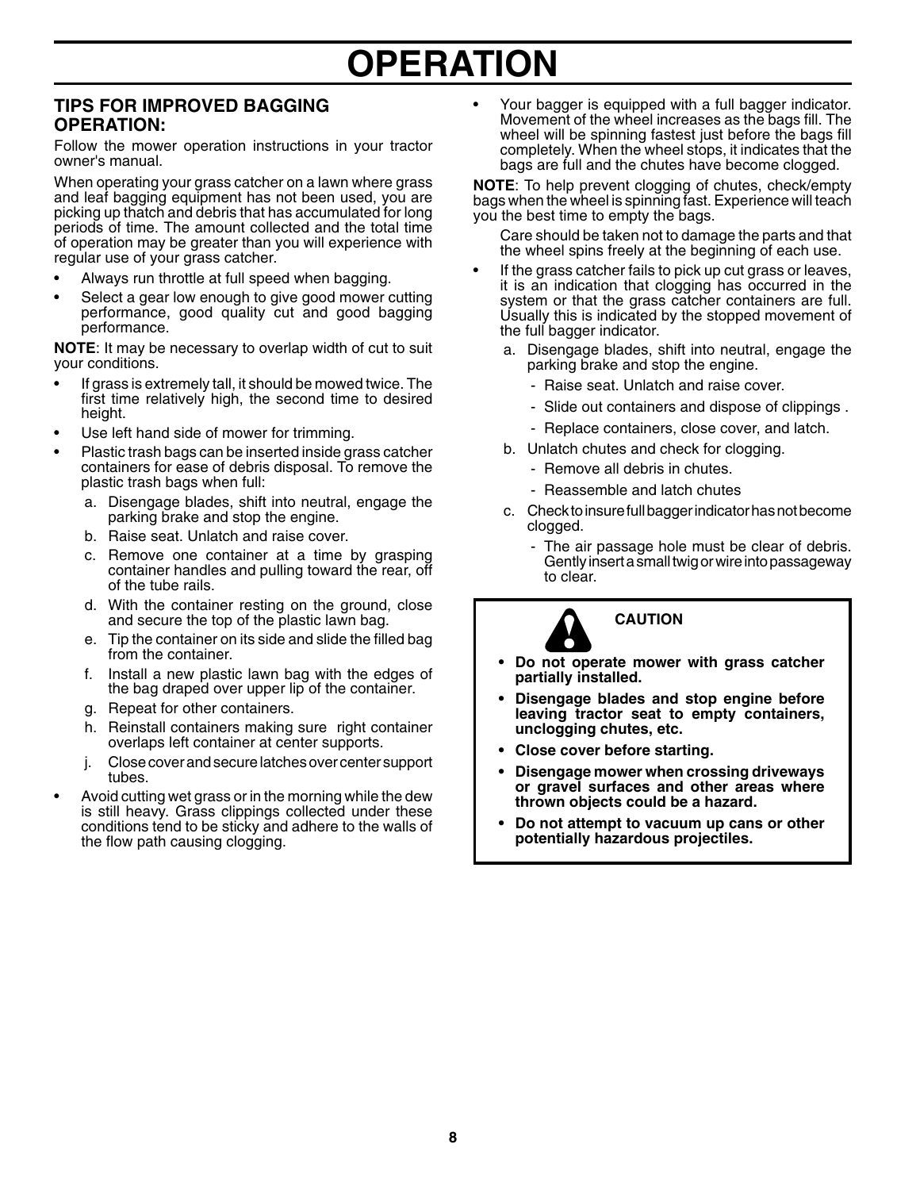# OPERATION

## TIPS FOR IMPROVED BAGGING OPERATION:

Follow the mower operation instructions in your tractor owner's manual.

When operating your grass catcher on a lawn where grass and leaf bagging equipment has not been used, you are picking up thatch and debris that has accumulated for long periods of time. The amount collected and the total time of operation may be greater than you will experience with regular use of your grass catcher.

- Always run throttle at full speed when bagging.
- Select a gear low enough to give good mower cutting performance, good quality cut and good bagging performance.

**NOTE**: It may be necessary to overlap width of cut to suit your conditions.

- If grass is extremely tall, it should be mowed twice. The first time relatively high, the second time to desired height.
- Use left hand side of mower for trimming.
- Plastic trash bags can be inserted inside grass catcher containers for ease of debris disposal. To remove the plastic trash bags when full:
  - a. Disengage blades, shift into neutral, engage the parking brake and stop the engine.
  - b. Raise seat. Unlatch and raise cover.
  - c. Remove one container at a time by grasping container handles and pulling toward the rear, off of the tube rails.
  - d. With the container resting on the ground, close and secure the top of the plastic lawn bag.
  - e. Tip the container on its side and slide the filled bag from the container.
  - f. Install a new plastic lawn bag with the edges of the bag draped over upper lip of the container.
  - g. Repeat for other containers.
  - h. Reinstall containers making sure right container overlaps left container at center supports.
  - j. Close cover and secure latches over center support tubes.
- Avoid cutting wet grass or in the morning while the dew is still heavy. Grass clippings collected under these conditions tend to be sticky and adhere to the walls of the flow path causing clogging.
- Your bagger is equipped with a full bagger indicator. Movement of the wheel increases as the bags fill. The wheel will be spinning fastest just before the bags fill completely. When the wheel stops, it indicates that the bags are full and the chutes have become clogged.

**NOTE**: To help prevent clogging of chutes, check/empty bags when the wheel is spinning fast. Experience will teach you the best time to empty the bags.

Care should be taken not to damage the parts and that the wheel spins freely at the beginning of each use.

- If the grass catcher fails to pick up cut grass or leaves, it is an indication that clogging has occurred in the system or that the grass catcher containers are full. Usually this is indicated by the stopped movement of the full bagger indicator.
  - a. Disengage blades, shift into neutral, engage the parking brake and stop the engine.
    - Raise seat. Unlatch and raise cover.
    - Slide out containers and dispose of clippings .
    - Replace containers, close cover, and latch.
  - b. Unlatch chutes and check for clogging.
    - Remove all debris in chutes.
    - Reassemble and latch chutes
  - c. Check to insure full bagger indicator has not become clogged.
    - The air passage hole must be clear of debris. Gently insert a small twig or wire into passageway to clear.

**CAUTION**

- **Do not operate mower with grass catcher partially installed.**
- **Disengage blades and stop engine before leaving tractor seat to empty containers, unclogging chutes, etc.**
- **Close cover before starting.**
- **Disengage mower when crossing driveways or gravel surfaces and other areas where thrown objects could be a hazard.**
- **Do not attempt to vacuum up cans or other potentially hazardous projectiles.**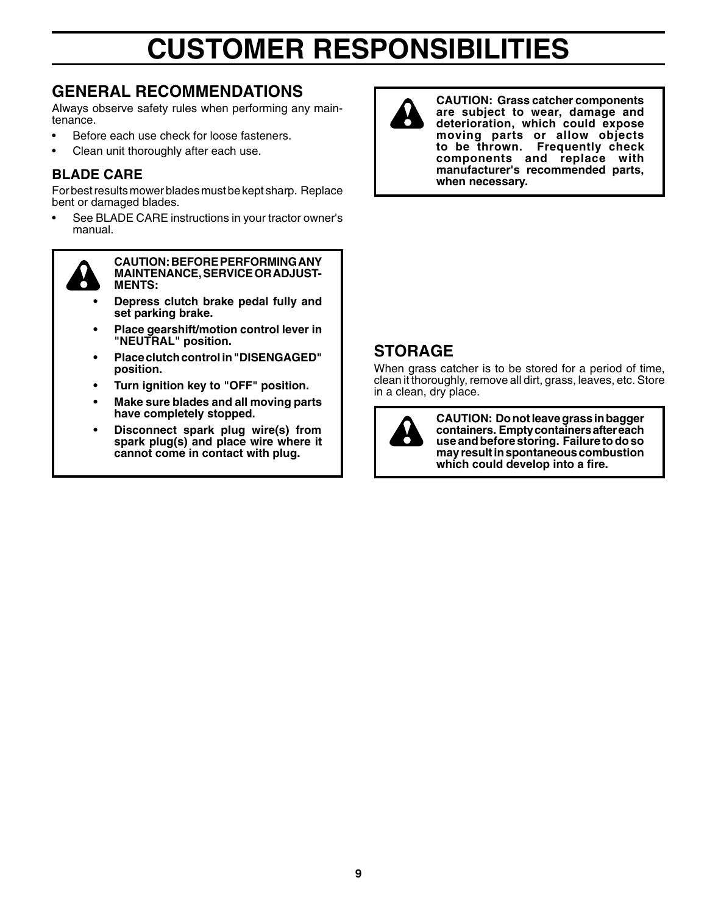# CUSTOMER RESPONSIBILITIES

## GENERAL RECOMMENDATIONS

Always observe safety rules when performing any maintenance.

- Before each use check for loose fasteners.
- Clean unit thoroughly after each use.

### BLADE CARE

For best results mower blades must be kept sharp. Replace bent or damaged blades.

- See BLADE CARE instructions in your tractor owner's manual.

**CAUTION: BEFORE PERFORMING ANY MAINTENANCE, SERVICE OR ADJUSTMENTS:**

- **Depress clutch brake pedal fully and set parking brake.**
- **Place gearshift/motion control lever in "NEUTRAL" position.**
- **Place clutch control in "DISENGAGED" position.**
- **Turn ignition key to "OFF" position.**
- **Make sure blades and all moving parts have completely stopped.**
- **Disconnect spark plug wire(s) from spark plug(s) and place wire where it cannot come in contact with plug.**

**CAUTION: Grass catcher components are subject to wear, damage and deterioration, which could expose moving parts or allow objects to be thrown. Frequently check components and replace with manufacturer's recommended parts, when necessary.**

## STORAGE

When grass catcher is to be stored for a period of time, clean it thoroughly, remove all dirt, grass, leaves, etc. Store in a clean, dry place.

**CAUTION: Do not leave grass in bagger containers. Empty containers after each use and before storing. Failure to do so may result in spontaneous combustion which could develop into a fire.**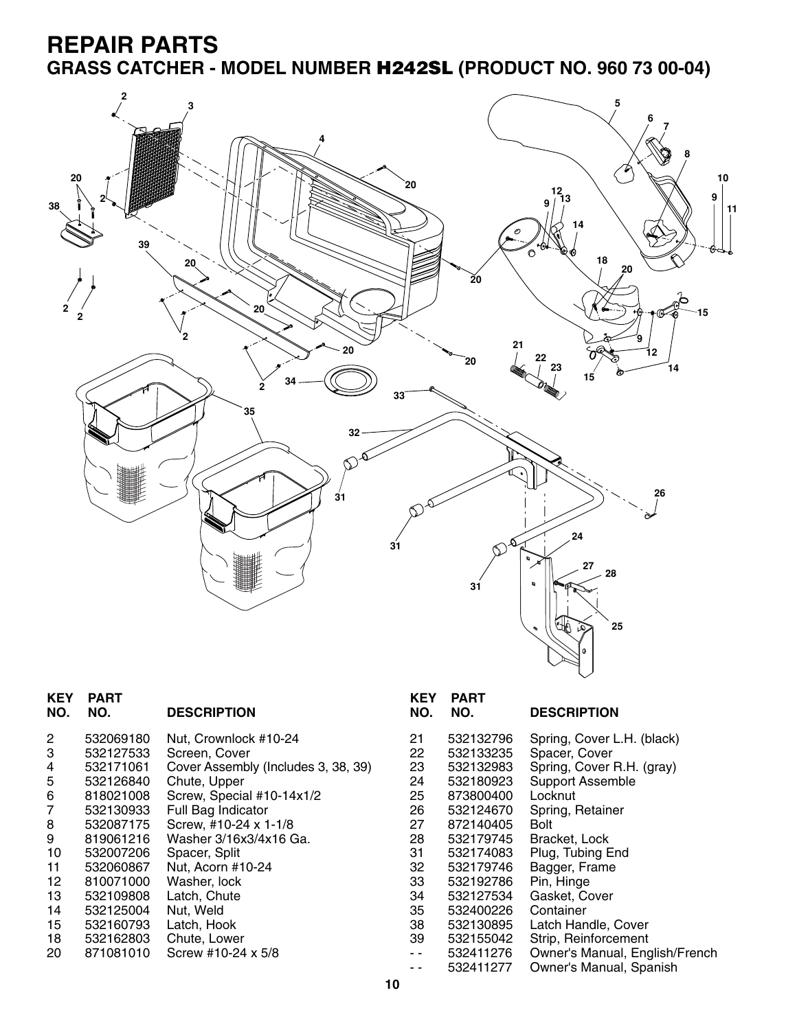# REPAIR PARTS

## GRASS CATCHER - MODEL NUMBER H242SL (PRODUCT NO. 960 73 00-04)

| KEY NO. | PART NO. | DESCRIPTION |
|---|---|---|
| 2 | 532069180 | Nut, Crownlock #10-24 |
| 3 | 532127533 | Screen, Cover |
| 4 | 532171061 | Cover Assembly (Includes 3, 38, 39) |
| 5 | 532126840 | Chute, Upper |
| 6 | 818021008 | Screw, Special #10-14x1/2 |
| 7 | 532130933 | Full Bag Indicator |
| 8 | 532087175 | Screw, #10-24 x 1-1/8 |
| 9 | 819061216 | Washer 3/16x3/4x16 Ga. |
| 10 | 532007206 | Spacer, Split |
| 11 | 532060867 | Nut, Acorn #10-24 |
| 12 | 810071000 | Washer, lock |
| 13 | 532109808 | Latch, Chute |
| 14 | 532125004 | Nut, Weld |
| 15 | 532160793 | Latch, Hook |
| 18 | 532162803 | Chute, Lower |
| 20 | 871081010 | Screw #10-24 x 5/8 |
| 21 | 532132796 | Spring, Cover L.H. (black) |
| 22 | 532133235 | Spacer, Cover |
| 23 | 532132983 | Spring, Cover R.H. (gray) |
| 24 | 532180923 | Support Assemble |
| 25 | 873800400 | Locknut |
| 26 | 532124670 | Spring, Retainer |
| 27 | 872140405 | Bolt |
| 28 | 532179745 | Bracket, Lock |
| 31 | 532174083 | Plug, Tubing End |
| 32 | 532179746 | Bagger, Frame |
| 33 | 532192786 | Pin, Hinge |
| 34 | 532127534 | Gasket, Cover |
| 35 | 532400226 | Container |
| 38 | 532130895 | Latch Handle, Cover |
| 39 | 532155042 | Strip, Reinforcement |
| - - | 532411276 | Owner's Manual, English/French |
| - - | 532411277 | Owner's Manual, Spanish |